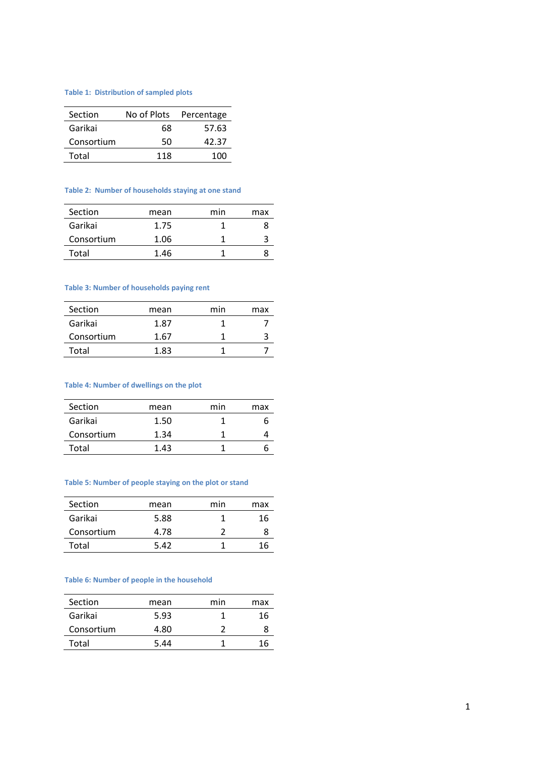Table 1: Distribution of sampled plots

| Section | No of Plots | Percentage |
|---|---|---|
| Garikai | 68 | 57.63 |
| Consortium | 50 | 42.37 |
| Total | 118 | 100 |

Table 2: Number of households staying at one stand

| Section | mean | min | max |
|---|---|---|---|
| Garikai | 1.75 | 1 | 8 |
| Consortium | 1.06 | 1 | 3 |
| Total | 1.46 | 1 | 8 |

Table 3: Number of households paying rent

| Section | mean | min | max |
|---|---|---|---|
| Garikai | 1.87 | 1 | 7 |
| Consortium | 1.67 | 1 | 3 |
| Total | 1.83 | 1 | 7 |

Table 4: Number of dwellings on the plot

| Section | mean | min | max |
|---|---|---|---|
| Garikai | 1.50 | 1 | 6 |
| Consortium | 1.34 | 1 | 4 |
| Total | 1.43 | 1 | 6 |

Table 5: Number of people staying on the plot or stand

| Section | mean | min | max |
|---|---|---|---|
| Garikai | 5.88 | 1 | 16 |
| Consortium | 4.78 | 2 | 8 |
| Total | 5.42 | 1 | 16 |

Table 6: Number of people in the household

| Section | mean | min | max |
|---|---|---|---|
| Garikai | 5.93 | 1 | 16 |
| Consortium | 4.80 | 2 | 8 |
| Total | 5.44 | 1 | 16 |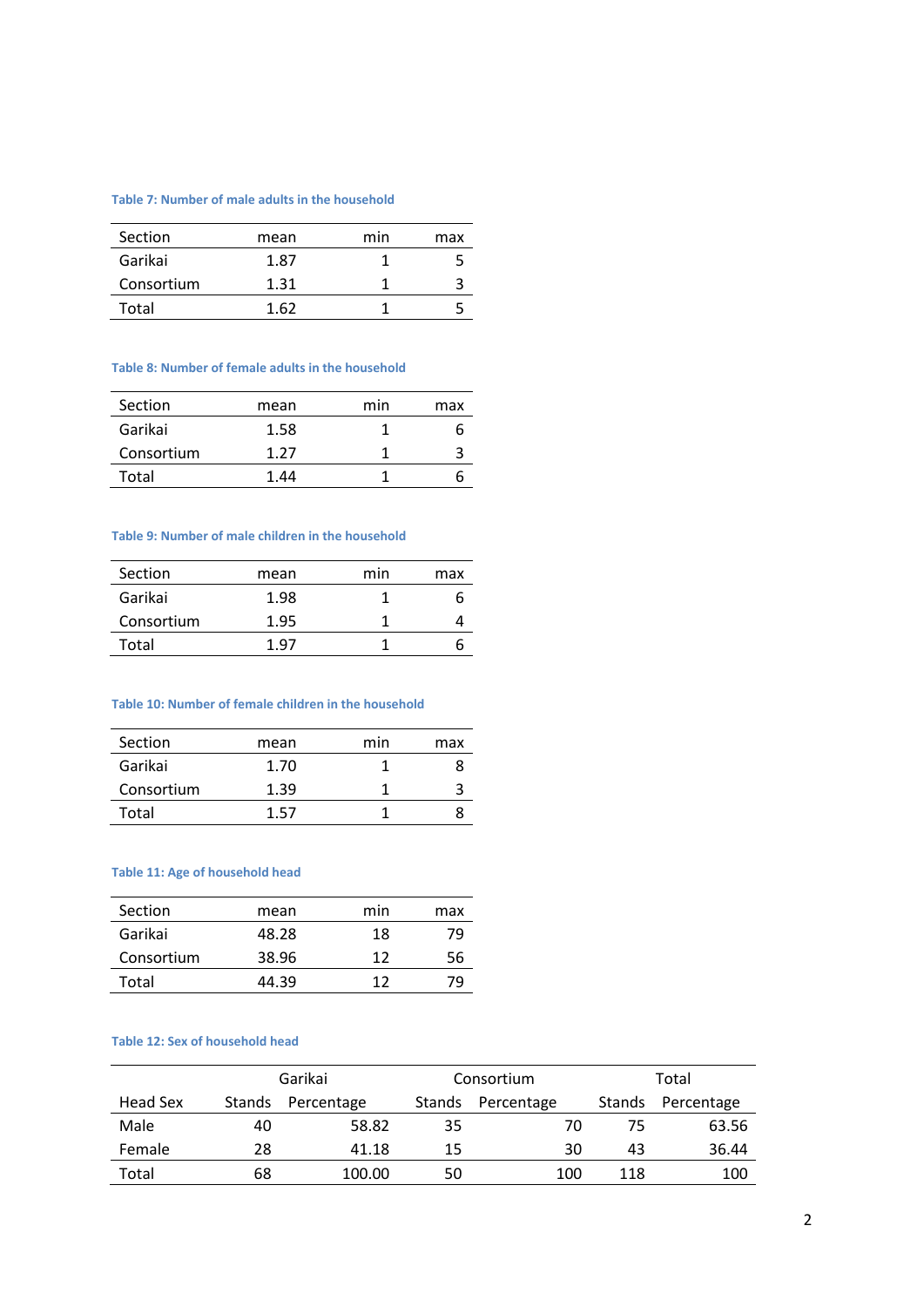**Table 7: Number of male adults in the household**

| Section | mean | min | max |
|---|---|---|---|
| Garikai | 1.87 | 1 | 5 |
| Consortium | 1.31 | 1 | 3 |
| Total | 1.62 | 1 | 5 |

**Table 8: Number of female adults in the household**

| Section | mean | min | max |
|---|---|---|---|
| Garikai | 1.58 | 1 | 6 |
| Consortium | 1.27 | 1 | 3 |
| Total | 1.44 | 1 | 6 |

**Table 9: Number of male children in the household**

| Section | mean | min | max |
|---|---|---|---|
| Garikai | 1.98 | 1 | 6 |
| Consortium | 1.95 | 1 | 4 |
| Total | 1.97 | 1 | 6 |

**Table 10: Number of female children in the household**

| Section | mean | min | max |
|---|---|---|---|
| Garikai | 1.70 | 1 | 8 |
| Consortium | 1.39 | 1 | 3 |
| Total | 1.57 | 1 | 8 |

**Table 11: Age of household head**

| Section | mean | min | max |
|---|---|---|---|
| Garikai | 48.28 | 18 | 79 |
| Consortium | 38.96 | 12 | 56 |
| Total | 44.39 | 12 | 79 |

**Table 12: Sex of household head**

| | Garikai | | Consortium | | Total | |
|---|---|---|---|---|---|---|
| Head Sex | Stands | Percentage | Stands | Percentage | Stands | Percentage |
| Male | 40 | 58.82 | 35 | 70 | 75 | 63.56 |
| Female | 28 | 41.18 | 15 | 30 | 43 | 36.44 |
| Total | 68 | 100.00 | 50 | 100 | 118 | 100 |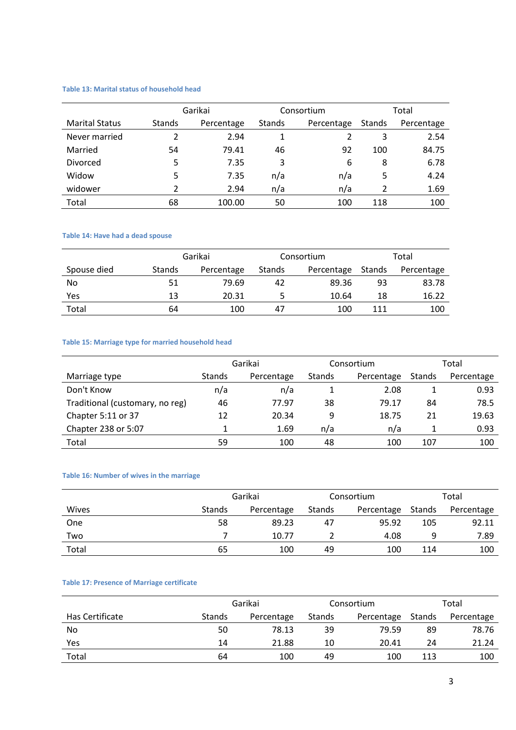Table 13: Marital status of household head

| | Garikai | | Consortium | | Total | |
|---|---|---|---|---|---|---|
| Marital Status | Stands | Percentage | Stands | Percentage | Stands | Percentage |
| Never married | 2 | 2.94 | 1 | 2 | 3 | 2.54 |
| Married | 54 | 79.41 | 46 | 92 | 100 | 84.75 |
| Divorced | 5 | 7.35 | 3 | 6 | 8 | 6.78 |
| Widow | 5 | 7.35 | n/a | n/a | 5 | 4.24 |
| widower | 2 | 2.94 | n/a | n/a | 2 | 1.69 |
| Total | 68 | 100.00 | 50 | 100 | 118 | 100 |

Table 14: Have had a dead spouse

| | Garikai | | Consortium | | Total | |
|---|---|---|---|---|---|---|
| Spouse died | Stands | Percentage | Stands | Percentage | Stands | Percentage |
| No | 51 | 79.69 | 42 | 89.36 | 93 | 83.78 |
| Yes | 13 | 20.31 | 5 | 10.64 | 18 | 16.22 |
| Total | 64 | 100 | 47 | 100 | 111 | 100 |

Table 15: Marriage type for married household head

| | Garikai | | Consortium | | Total | |
|---|---|---|---|---|---|---|
| Marriage type | Stands | Percentage | Stands | Percentage | Stands | Percentage |
| Don't Know | n/a | n/a | 1 | 2.08 | 1 | 0.93 |
| Traditional (customary, no reg) | 46 | 77.97 | 38 | 79.17 | 84 | 78.5 |
| Chapter 5:11 or 37 | 12 | 20.34 | 9 | 18.75 | 21 | 19.63 |
| Chapter 238 or 5:07 | 1 | 1.69 | n/a | n/a | 1 | 0.93 |
| Total | 59 | 100 | 48 | 100 | 107 | 100 |

Table 16: Number of wives in the marriage

| | Garikai | | Consortium | | Total | |
|---|---|---|---|---|---|---|
| Wives | Stands | Percentage | Stands | Percentage | Stands | Percentage |
| One | 58 | 89.23 | 47 | 95.92 | 105 | 92.11 |
| Two | 7 | 10.77 | 2 | 4.08 | 9 | 7.89 |
| Total | 65 | 100 | 49 | 100 | 114 | 100 |

Table 17: Presence of Marriage certificate

| | Garikai | | Consortium | | Total | |
|---|---|---|---|---|---|---|
| Has Certificate | Stands | Percentage | Stands | Percentage | Stands | Percentage |
| No | 50 | 78.13 | 39 | 79.59 | 89 | 78.76 |
| Yes | 14 | 21.88 | 10 | 20.41 | 24 | 21.24 |
| Total | 64 | 100 | 49 | 100 | 113 | 100 |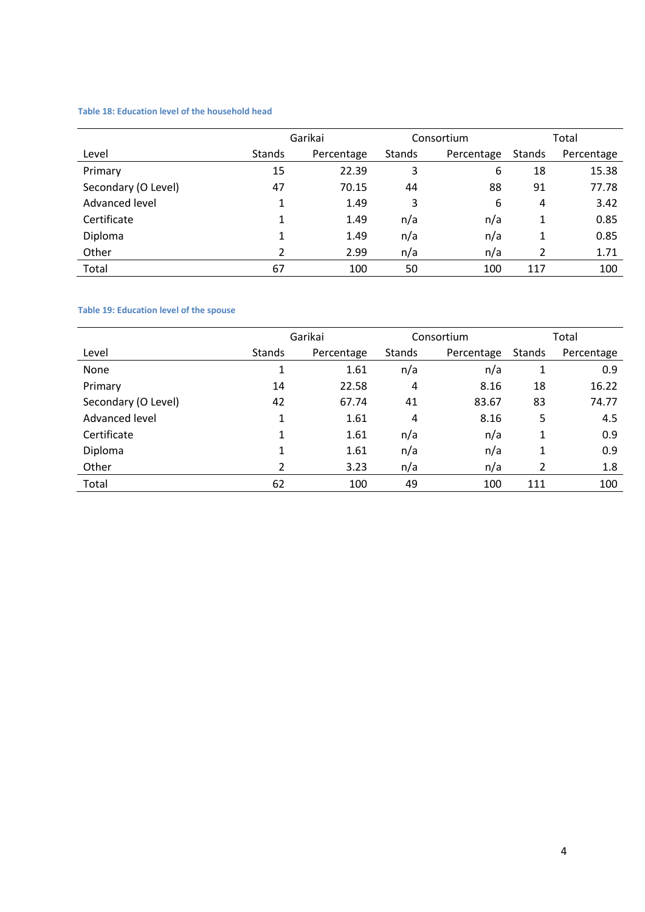**Table 18: Education level of the household head**

| | Garikai | | Consortium | | Total | |
|---|---|---|---|---|---|---|
| Level | Stands | Percentage | Stands | Percentage | Stands | Percentage |
| Primary | 15 | 22.39 | 3 | 6 | 18 | 15.38 |
| Secondary (O Level) | 47 | 70.15 | 44 | 88 | 91 | 77.78 |
| Advanced level | 1 | 1.49 | 3 | 6 | 4 | 3.42 |
| Certificate | 1 | 1.49 | n/a | n/a | 1 | 0.85 |
| Diploma | 1 | 1.49 | n/a | n/a | 1 | 0.85 |
| Other | 2 | 2.99 | n/a | n/a | 2 | 1.71 |
| Total | 67 | 100 | 50 | 100 | 117 | 100 |

**Table 19: Education level of the spouse**

| | Garikai | | Consortium | | Total | |
|---|---|---|---|---|---|---|
| Level | Stands | Percentage | Stands | Percentage | Stands | Percentage |
| None | 1 | 1.61 | n/a | n/a | 1 | 0.9 |
| Primary | 14 | 22.58 | 4 | 8.16 | 18 | 16.22 |
| Secondary (O Level) | 42 | 67.74 | 41 | 83.67 | 83 | 74.77 |
| Advanced level | 1 | 1.61 | 4 | 8.16 | 5 | 4.5 |
| Certificate | 1 | 1.61 | n/a | n/a | 1 | 0.9 |
| Diploma | 1 | 1.61 | n/a | n/a | 1 | 0.9 |
| Other | 2 | 3.23 | n/a | n/a | 2 | 1.8 |
| Total | 62 | 100 | 49 | 100 | 111 | 100 |